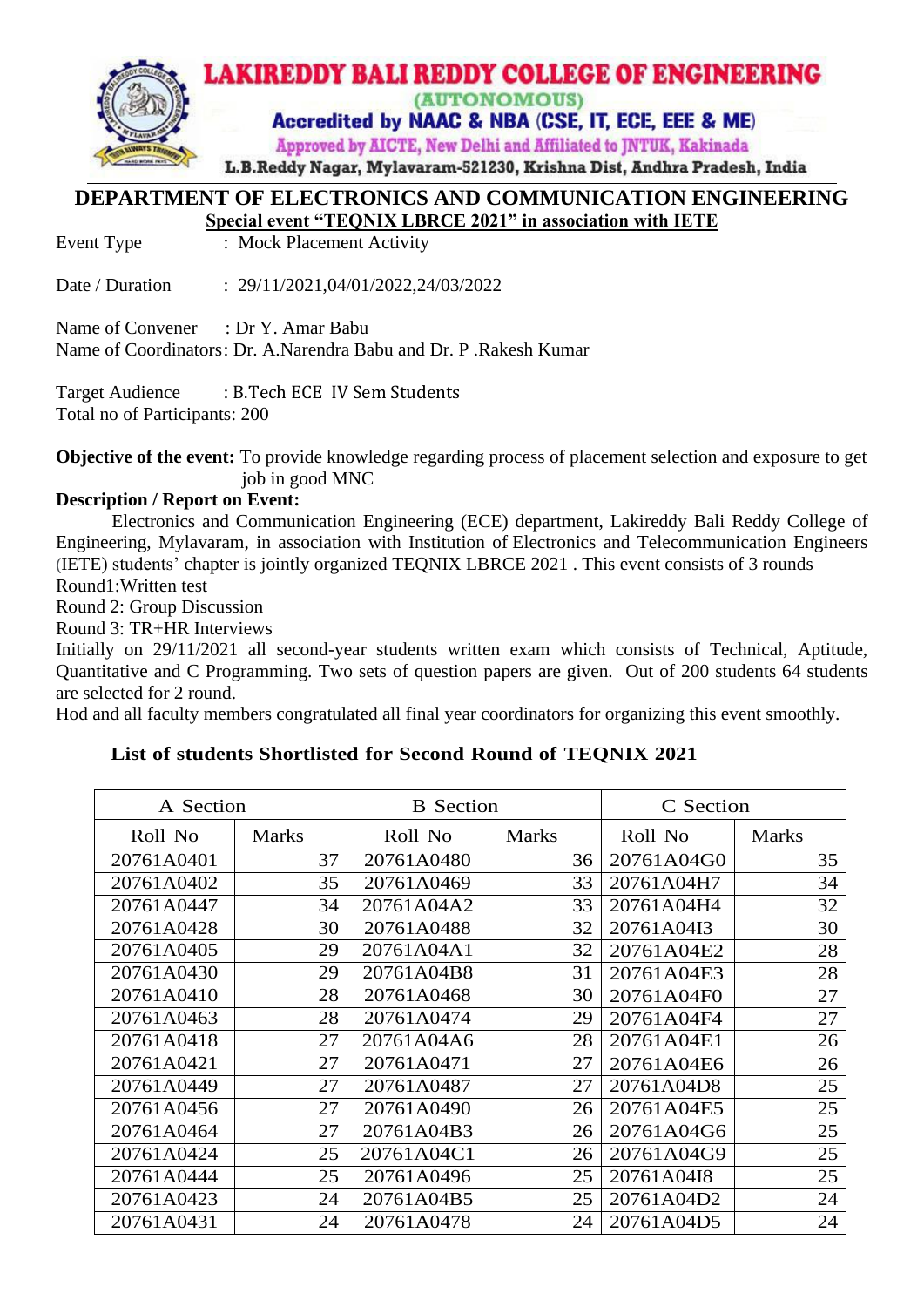# LAKIREDDY BALI REDDY COLLEGE OF ENGINEERING

(AUTONOMOUS)

Accredited by NAAC & NBA (CSE, IT, ECE, EEE & ME)

Approved by AICTE, New Delhi and Affiliated to JNTUK, Kakinada

L.B.Reddy Nagar, Mylavaram-521230, Krishna Dist, Andhra Pradesh, India

## DEPARTMENT OF ELECTRONICS AND COMMUNICATION ENGINEERING

**Special event "TEQNIX LBRCE 2021" in association with IETE**

Event Type : Mock Placement Activity

Date / Duration : 29/11/2021,04/01/2022,24/03/2022

Name of Convener : Dr Y. Amar Babu

Name of Coordinators: Dr. A.Narendra Babu and Dr. P .Rakesh Kumar

Target Audience : B.Tech ECE IV Sem Students

Total no of Participants: 200

**Objective of the event:** To provide knowledge regarding process of placement selection and exposure to get job in good MNC

**Description / Report on Event:**

Electronics and Communication Engineering (ECE) department, Lakireddy Bali Reddy College of Engineering, Mylavaram, in association with Institution of Electronics and Telecommunication Engineers (IETE) students' chapter is jointly organized TEQNIX LBRCE 2021 . This event consists of 3 rounds

Round1:Written test

Round 2: Group Discussion

Round 3: TR+HR Interviews

Initially on 29/11/2021 all second-year students written exam which consists of Technical, Aptitude, Quantitative and C Programming. Two sets of question papers are given. Out of 200 students 64 students are selected for 2 round.

Hod and all faculty members congratulated all final year coordinators for organizing this event smoothly.

### List of students Shortlisted for Second Round of TEQNIX 2021

| A Section | | B Section | | C Section | |
|---|---|---|---|---|---|
| Roll No | Marks | Roll No | Marks | Roll No | Marks |
| 20761A0401 | 37 | 20761A0480 | 36 | 20761A04G0 | 35 |
| 20761A0402 | 35 | 20761A0469 | 33 | 20761A04H7 | 34 |
| 20761A0447 | 34 | 20761A04A2 | 33 | 20761A04H4 | 32 |
| 20761A0428 | 30 | 20761A0488 | 32 | 20761A04I3 | 30 |
| 20761A0405 | 29 | 20761A04A1 | 32 | 20761A04E2 | 28 |
| 20761A0430 | 29 | 20761A04B8 | 31 | 20761A04E3 | 28 |
| 20761A0410 | 28 | 20761A0468 | 30 | 20761A04F0 | 27 |
| 20761A0463 | 28 | 20761A0474 | 29 | 20761A04F4 | 27 |
| 20761A0418 | 27 | 20761A04A6 | 28 | 20761A04E1 | 26 |
| 20761A0421 | 27 | 20761A0471 | 27 | 20761A04E6 | 26 |
| 20761A0449 | 27 | 20761A0487 | 27 | 20761A04D8 | 25 |
| 20761A0456 | 27 | 20761A0490 | 26 | 20761A04E5 | 25 |
| 20761A0464 | 27 | 20761A04B3 | 26 | 20761A04G6 | 25 |
| 20761A0424 | 25 | 20761A04C1 | 26 | 20761A04G9 | 25 |
| 20761A0444 | 25 | 20761A0496 | 25 | 20761A04I8 | 25 |
| 20761A0423 | 24 | 20761A04B5 | 25 | 20761A04D2 | 24 |
| 20761A0431 | 24 | 20761A0478 | 24 | 20761A04D5 | 24 |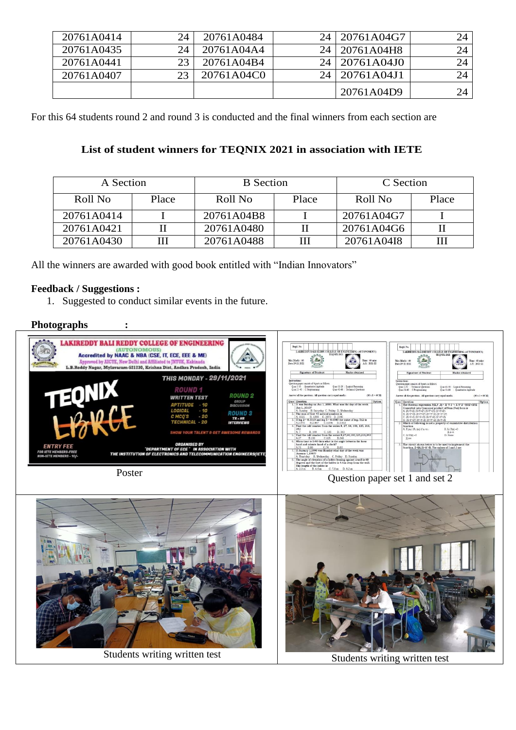| | | | | | |
|---|---|---|---|---|---|
| 20761A0414 | 24 | 20761A0484 | 24 | 20761A04G7 | 24 |
| 20761A0435 | 24 | 20761A04A4 | 24 | 20761A04H8 | 24 |
| 20761A0441 | 23 | 20761A04B4 | 24 | 20761A04J0 | 24 |
| 20761A0407 | 23 | 20761A04C0 | 24 | 20761A04J1 | 24 |
| | | | | 20761A04D9 | 24 |

For this 64 students round 2 and round 3 is conducted and the final winners from each section are

### List of student winners for TEQNIX 2021 in association with IETE

| A Section | | B Section | | C Section | |
|---|---|---|---|---|---|
| Roll No | Place | Roll No | Place | Roll No | Place |
| 20761A0414 | I | 20761A04B8 | I | 20761A04G7 | I |
| 20761A0421 | II | 20761A0480 | II | 20761A04G6 | II |
| 20761A0430 | III | 20761A0488 | III | 20761A04I8 | III |

All the winners are awarded with good book entitled with "Indian Innovators"

**Feedback / Suggestions :**

1. Suggested to conduct similar events in the future.

**Photographs :**

Poster

Question paper set 1 and set 2

Students writing written test

Students writing written test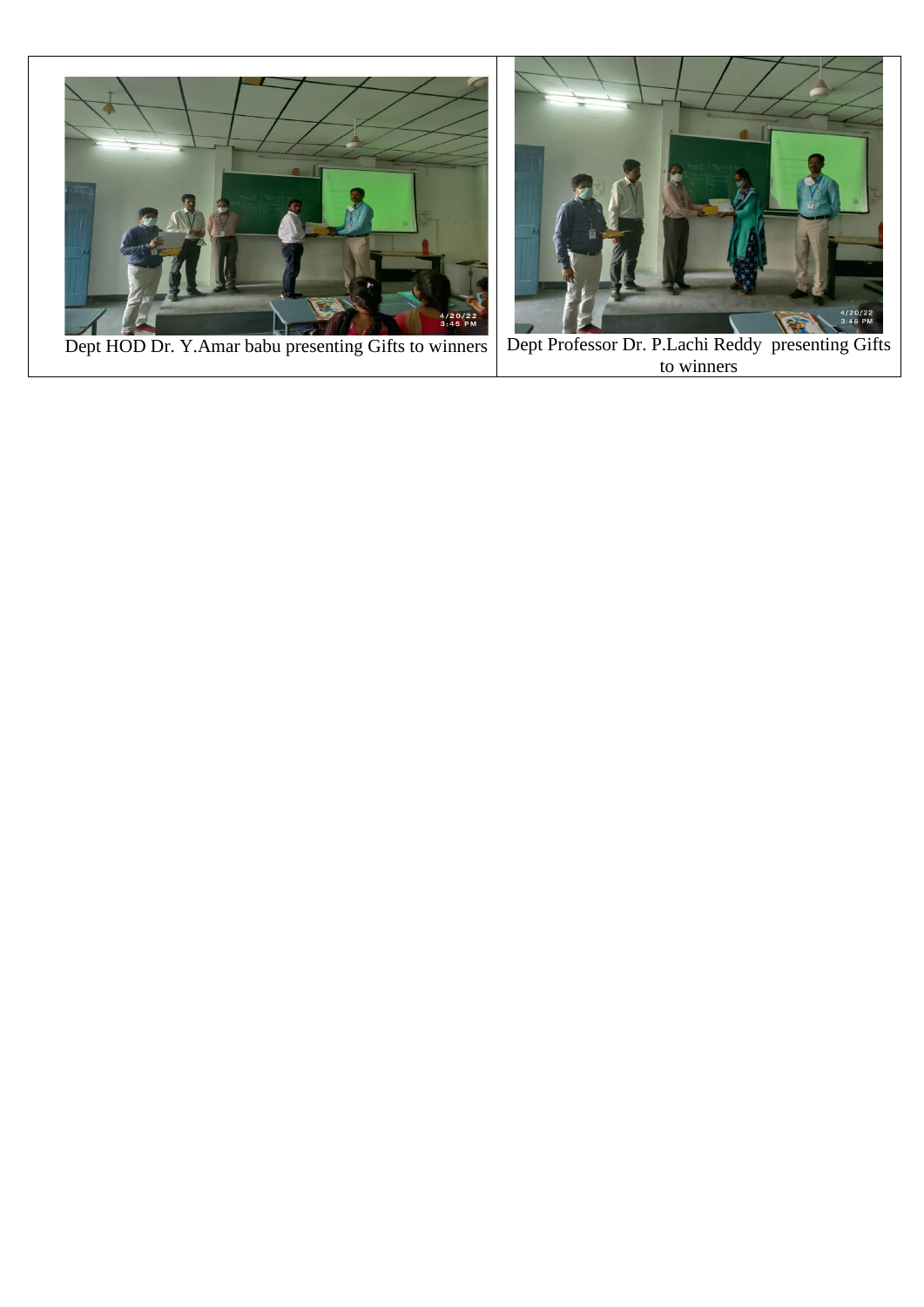| | |
|---|---|
| Dept HOD Dr. Y.Amar babu presenting Gifts to winners | Dept Professor Dr. P.Lachi Reddy presenting Gifts to winners |